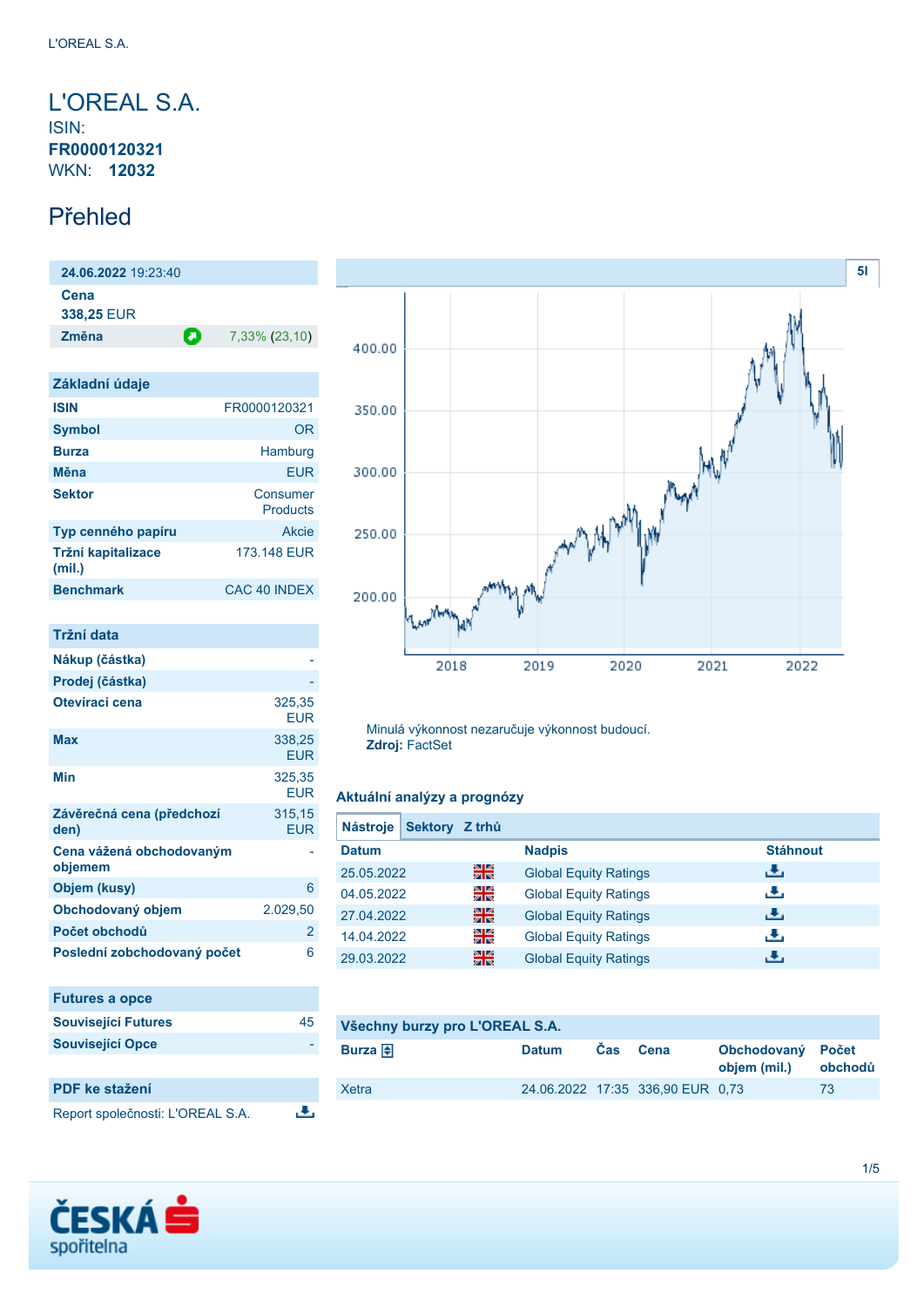# L'OREAL S.A.

ISIN: **FR0000120321**

WKN: **12032**

## Přehled

| **24.06.2022** 19:23:40 | |
|---|---|
| **Cena** | |
| 338,25 EUR | |
| **Změna** | 7,33% (23,10) |

| Základní údaje | |
|---|---|
| **ISIN** | FR0000120321 |
| **Symbol** | OR |
| **Burza** | Hamburg |
| **Měna** | EUR |
| **Sektor** | Consumer Products |
| **Typ cenného papíru** | Akcie |
| **Tržní kapitalizace (mil.)** | 173.148 EUR |
| **Benchmark** | CAC 40 INDEX |

| Tržní data | |
|---|---|
| **Nákup (částka)** | - |
| **Prodej (částka)** | - |
| **Otevírací cena** | 325,35 EUR |
| **Max** | 338,25 EUR |
| **Min** | 325,35 EUR |
| **Závěrečná cena (předchozí den)** | 315,15 EUR |
| **Cena vážená obchodovaným objemem** | - |
| **Objem (kusy)** | 6 |
| **Obchodovaný objem** | 2.029,50 |
| **Počet obchodů** | 2 |
| **Poslední zobchodovaný počet** | 6 |

| Futures a opce | |
|---|---|
| **Související Futures** | 45 |
| **Související Opce** | - |

| PDF ke stažení |
|---|
| Report společnosti: L'OREAL S.A. |

Minulá výkonnost nezaručuje výkonnost budoucí.
**Zdroj:** FactSet

### Aktuální analýzy a prognózy

**Nástroje** | **Sektory** | **Z trhů**

| Datum | | Nadpis | Stáhnout |
|---|---|---|---|
| 25.05.2022 | | Global Equity Ratings | |
| 04.05.2022 | | Global Equity Ratings | |
| 27.04.2022 | | Global Equity Ratings | |
| 14.04.2022 | | Global Equity Ratings | |
| 29.03.2022 | | Global Equity Ratings | |

### Všechny burzy pro L'OREAL S.A.

| Burza | Datum | Čas | Cena | Obchodovaný objem (mil.) | Počet obchodů |
|---|---|---|---|---|---|
| Xetra | 24.06.2022 | 17:35 | 336,90 EUR | 0,73 | 73 |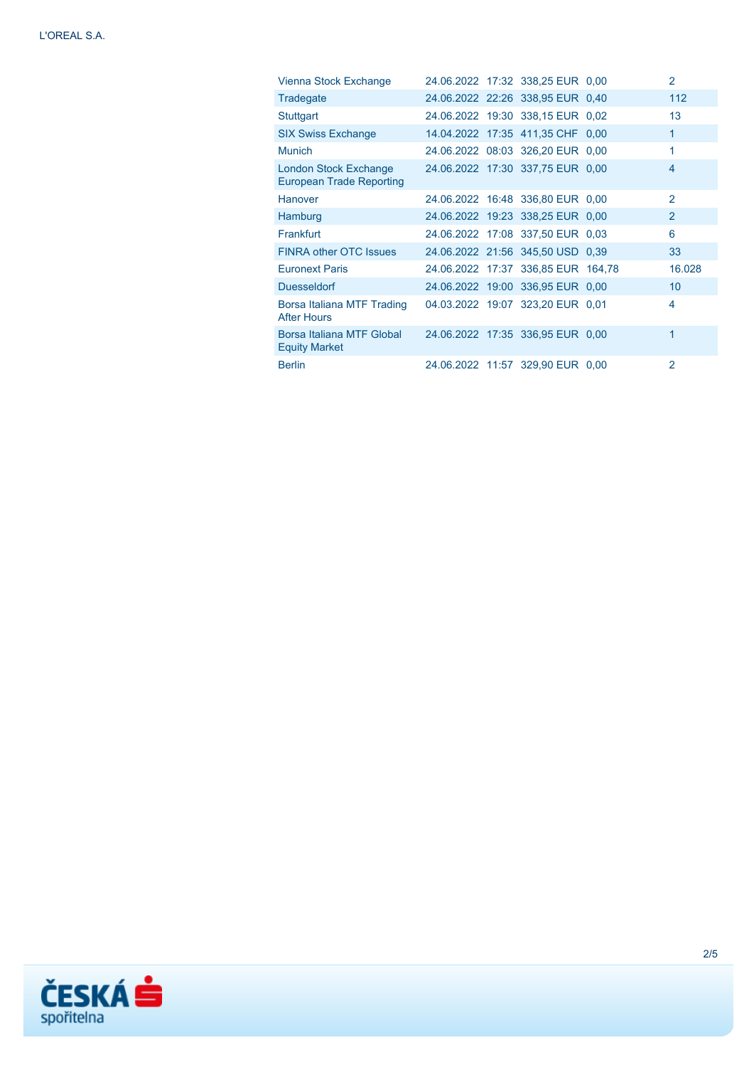| | | | | | |
|---|---|---|---|---|---|
| Vienna Stock Exchange | 24.06.2022 | 17:32 | 338,25 EUR | 0,00 | 2 |
| Tradegate | 24.06.2022 | 22:26 | 338,95 EUR | 0,40 | 112 |
| Stuttgart | 24.06.2022 | 19:30 | 338,15 EUR | 0,02 | 13 |
| SIX Swiss Exchange | 14.04.2022 | 17:35 | 411,35 CHF | 0,00 | 1 |
| Munich | 24.06.2022 | 08:03 | 326,20 EUR | 0,00 | 1 |
| London Stock Exchange European Trade Reporting | 24.06.2022 | 17:30 | 337,75 EUR | 0,00 | 4 |
| Hanover | 24.06.2022 | 16:48 | 336,80 EUR | 0,00 | 2 |
| Hamburg | 24.06.2022 | 19:23 | 338,25 EUR | 0,00 | 2 |
| Frankfurt | 24.06.2022 | 17:08 | 337,50 EUR | 0,03 | 6 |
| FINRA other OTC Issues | 24.06.2022 | 21:56 | 345,50 USD | 0,39 | 33 |
| Euronext Paris | 24.06.2022 | 17:37 | 336,85 EUR | 164,78 | 16.028 |
| Duesseldorf | 24.06.2022 | 19:00 | 336,95 EUR | 0,00 | 10 |
| Borsa Italiana MTF Trading After Hours | 04.03.2022 | 19:07 | 323,20 EUR | 0,01 | 4 |
| Borsa Italiana MTF Global Equity Market | 24.06.2022 | 17:35 | 336,95 EUR | 0,00 | 1 |
| Berlin | 24.06.2022 | 11:57 | 329,90 EUR | 0,00 | 2 |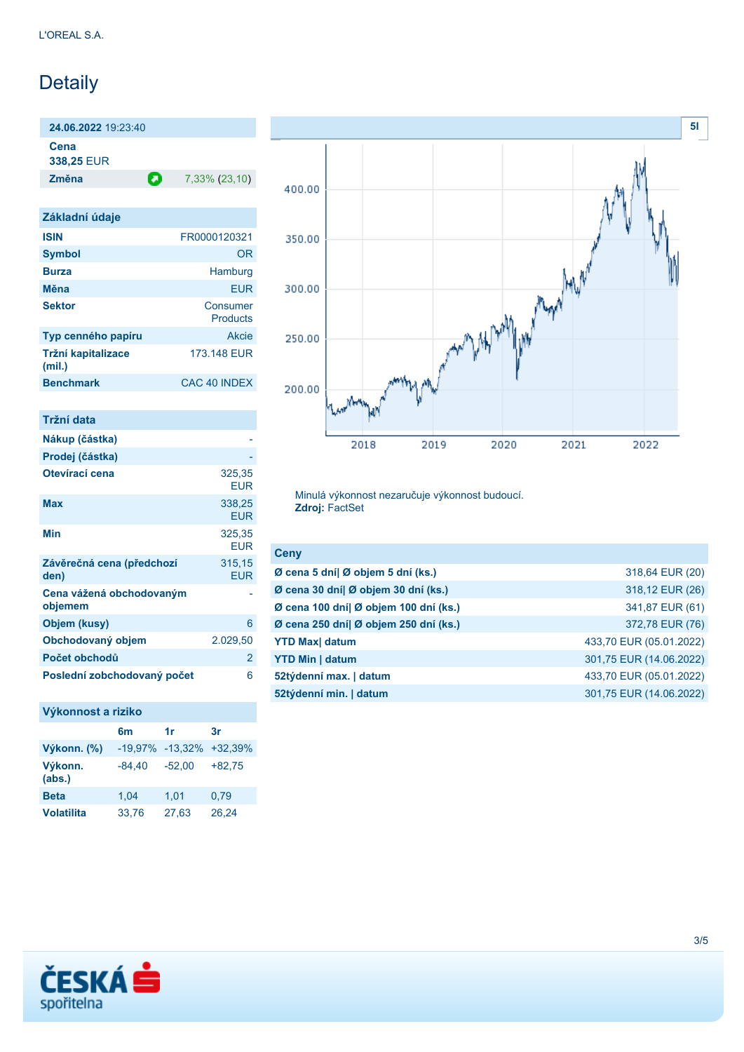L'OREAL S.A.

# Detaily

| **24.06.2022** 19:23:40 | |
|---|---|
| **Cena** | |
| **338,25** EUR | |
| **Změna** | 7,33% (23,10) |

## Základní údaje

| | |
|---|---|
| **ISIN** | FR0000120321 |
| **Symbol** | OR |
| **Burza** | Hamburg |
| **Měna** | EUR |
| **Sektor** | Consumer Products |
| **Typ cenného papíru** | Akcie |
| **Tržní kapitalizace (mil.)** | 173.148 EUR |
| **Benchmark** | CAC 40 INDEX |

## Tržní data

| | |
|---|---|
| **Nákup (částka)** | - |
| **Prodej (částka)** | - |
| **Otevírací cena** | 325,35 EUR |
| **Max** | 338,25 EUR |
| **Min** | 325,35 EUR |
| **Závěrečná cena (předchozí den)** | 315,15 EUR |
| **Cena vážená obchodovaným objemem** | - |
| **Objem (kusy)** | 6 |
| **Obchodovaný objem** | 2.029,50 |
| **Počet obchodů** | 2 |
| **Poslední zobchodovaný počet** | 6 |

## Výkonnost a riziko

| | 6m | 1r | 3r |
|---|---|---|---|
| **Výkonn. (%)** | -19,97% | -13,32% | +32,39% |
| **Výkonn. (abs.)** | -84,40 | -52,00 | +82,75 |
| **Beta** | 1,04 | 1,01 | 0,79 |
| **Volatilita** | 33,76 | 27,63 | 26,24 |

Minulá výkonnost nezaručuje výkonnost budoucí.
**Zdroj:** FactSet

## Ceny

| | |
|---|---|
| **Ø cena 5 dní\| Ø objem 5 dní (ks.)** | 318,64 EUR (20) |
| **Ø cena 30 dní\| Ø objem 30 dní (ks.)** | 318,12 EUR (26) |
| **Ø cena 100 dní\| Ø objem 100 dní (ks.)** | 341,87 EUR (61) |
| **Ø cena 250 dní\| Ø objem 250 dní (ks.)** | 372,78 EUR (76) |
| **YTD Max\| datum** | 433,70 EUR (05.01.2022) |
| **YTD Min \| datum** | 301,75 EUR (14.06.2022) |
| **52týdenní max. \| datum** | 433,70 EUR (05.01.2022) |
| **52týdenní min. \| datum** | 301,75 EUR (14.06.2022) |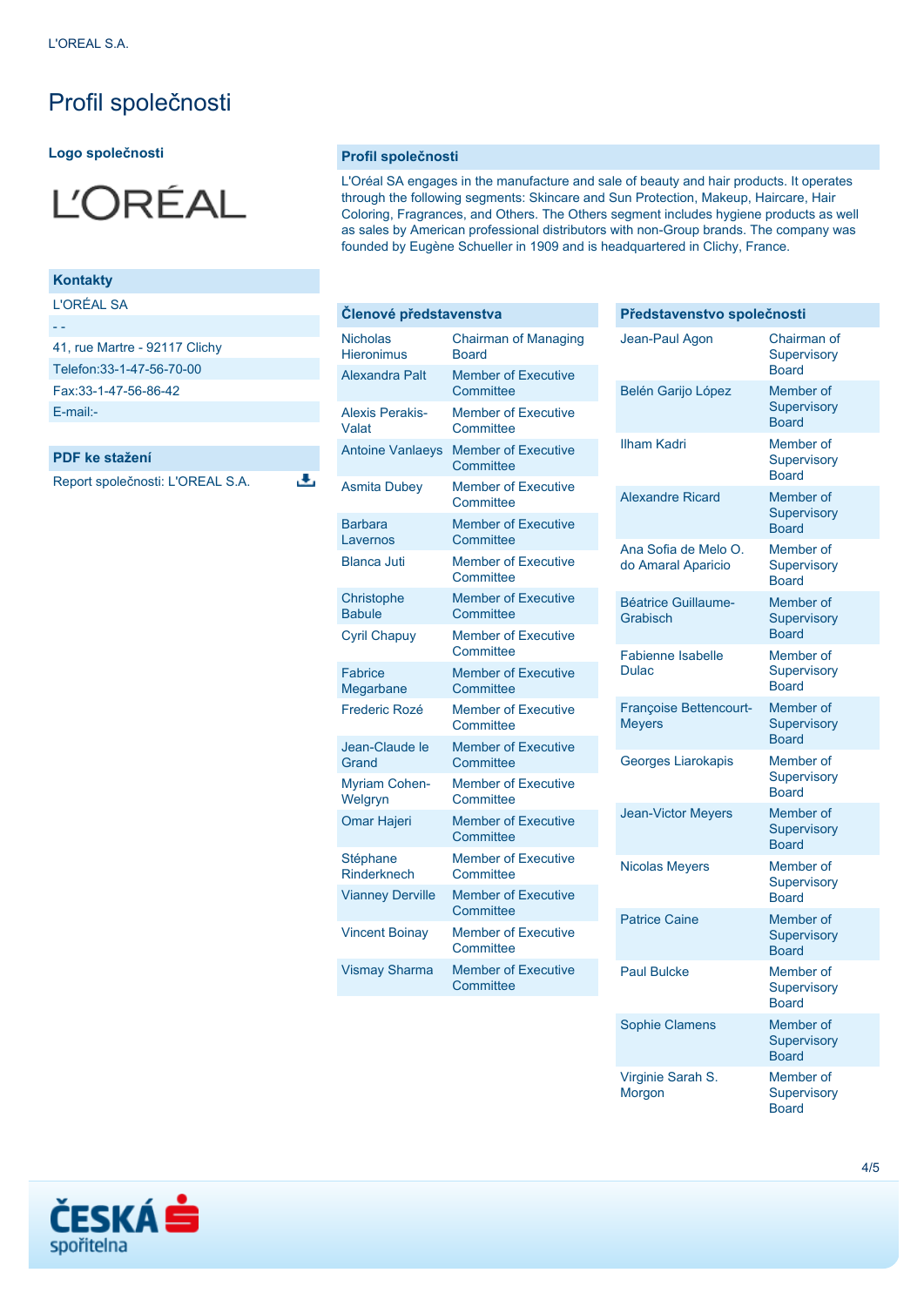# Profil společnosti

## Logo společnosti

## Kontakty

L'ORÉAL SA

- -

41, rue Martre - 92117 Clichy

Telefon:33-1-47-56-70-00

Fax:33-1-47-56-86-42

E-mail:-

## PDF ke stažení

Report společnosti: L'OREAL S.A.

## Profil společnosti

L'Oréal SA engages in the manufacture and sale of beauty and hair products. It operates through the following segments: Skincare and Sun Protection, Makeup, Haircare, Hair Coloring, Fragrances, and Others. The Others segment includes hygiene products as well as sales by American professional distributors with non-Group brands. The company was founded by Eugène Schueller in 1909 and is headquartered in Clichy, France.

## Členové představenstva

| Jméno | Funkce |
|---|---|
| Nicholas Hieronimus | Chairman of Managing Board |
| Alexandra Palt | Member of Executive Committee |
| Alexis Perakis-Valat | Member of Executive Committee |
| Antoine Vanlaeys | Member of Executive Committee |
| Asmita Dubey | Member of Executive Committee |
| Barbara Lavernos | Member of Executive Committee |
| Blanca Juti | Member of Executive Committee |
| Christophe Babule | Member of Executive Committee |
| Cyril Chapuy | Member of Executive Committee |
| Fabrice Megarbane | Member of Executive Committee |
| Frederic Rozé | Member of Executive Committee |
| Jean-Claude le Grand | Member of Executive Committee |
| Myriam Cohen-Welgryn | Member of Executive Committee |
| Omar Hajeri | Member of Executive Committee |
| Stéphane Rinderknech | Member of Executive Committee |
| Vianney Derville | Member of Executive Committee |
| Vincent Boinay | Member of Executive Committee |
| Vismay Sharma | Member of Executive Committee |

## Představenstvo společnosti

| Jméno | Funkce |
|---|---|
| Jean-Paul Agon | Chairman of Supervisory Board |
| Belén Garijo López | Member of Supervisory Board |
| Ilham Kadri | Member of Supervisory Board |
| Alexandre Ricard | Member of Supervisory Board |
| Ana Sofia de Melo O. do Amaral Aparicio | Member of Supervisory Board |
| Béatrice Guillaume-Grabisch | Member of Supervisory Board |
| Fabienne Isabelle Dulac | Member of Supervisory Board |
| Françoise Bettencourt-Meyers | Member of Supervisory Board |
| Georges Liarokapis | Member of Supervisory Board |
| Jean-Victor Meyers | Member of Supervisory Board |
| Nicolas Meyers | Member of Supervisory Board |
| Patrice Caine | Member of Supervisory Board |
| Paul Bulcke | Member of Supervisory Board |
| Sophie Clamens | Member of Supervisory Board |
| Virginie Sarah S. Morgon | Member of Supervisory Board |